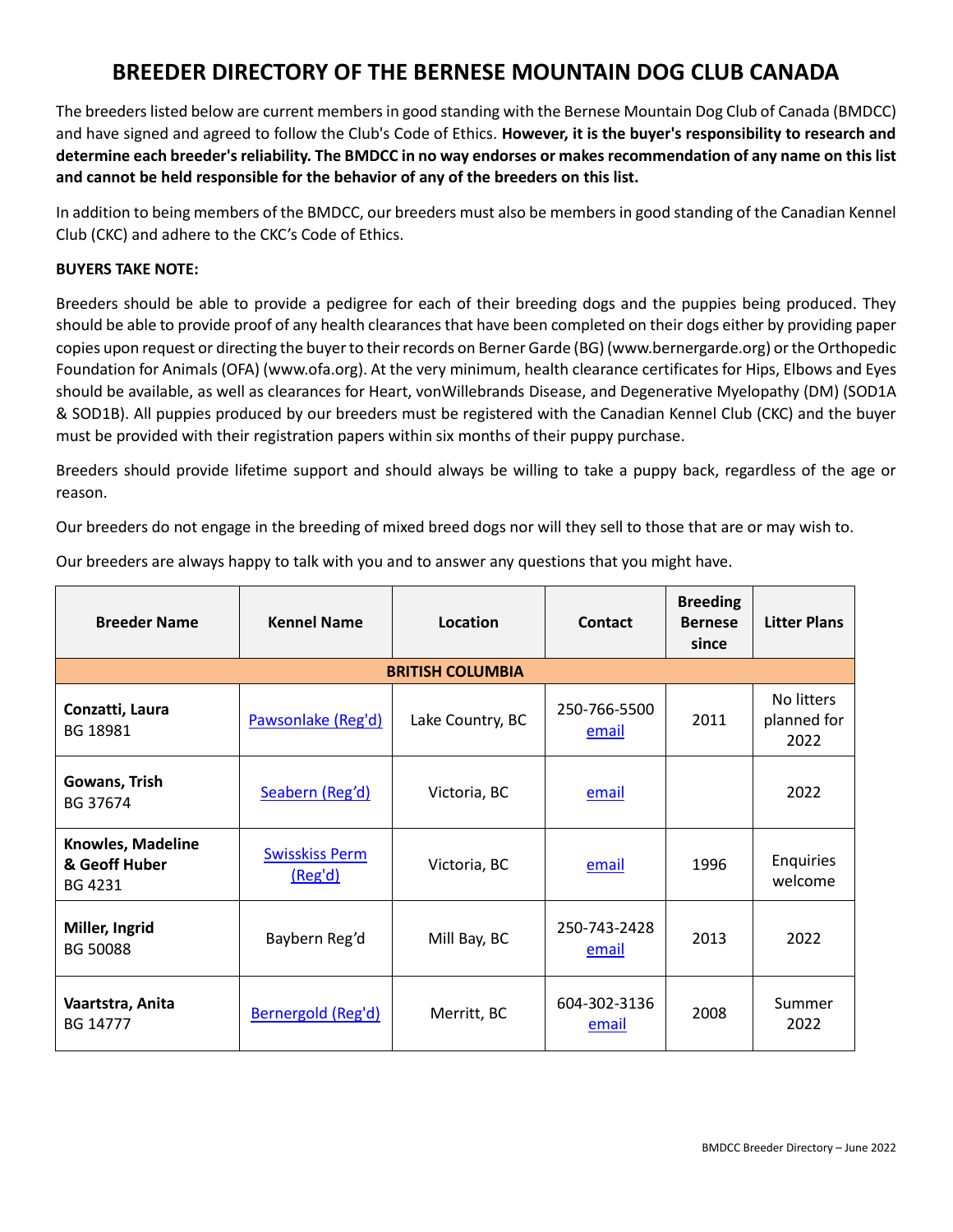# BREEDER DIRECTORY OF THE BERNESE MOUNTAIN DOG CLUB CANADA

The breeders listed below are current members in good standing with the Bernese Mountain Dog Club of Canada (BMDCC) and have signed and agreed to follow the Club's Code of Ethics. **However, it is the buyer's responsibility to research and determine each breeder's reliability. The BMDCC in no way endorses or makes recommendation of any name on this list and cannot be held responsible for the behavior of any of the breeders on this list.**

In addition to being members of the BMDCC, our breeders must also be members in good standing of the Canadian Kennel Club (CKC) and adhere to the CKC's Code of Ethics.

**BUYERS TAKE NOTE:**

Breeders should be able to provide a pedigree for each of their breeding dogs and the puppies being produced. They should be able to provide proof of any health clearances that have been completed on their dogs either by providing paper copies upon request or directing the buyer to their records on Berner Garde (BG) (www.bernergarde.org) or the Orthopedic Foundation for Animals (OFA) (www.ofa.org). At the very minimum, health clearance certificates for Hips, Elbows and Eyes should be available, as well as clearances for Heart, vonWillebrands Disease, and Degenerative Myelopathy (DM) (SOD1A & SOD1B). All puppies produced by our breeders must be registered with the Canadian Kennel Club (CKC) and the buyer must be provided with their registration papers within six months of their puppy purchase.

Breeders should provide lifetime support and should always be willing to take a puppy back, regardless of the age or reason.

Our breeders do not engage in the breeding of mixed breed dogs nor will they sell to those that are or may wish to.

Our breeders are always happy to talk with you and to answer any questions that you might have.

| Breeder Name | Kennel Name | Location | Contact | Breeding Bernese since | Litter Plans |
|---|---|---|---|---|---|
| **BRITISH COLUMBIA** | | | | | |
| **Conzatti, Laura** BG 18981 | Pawsonlake (Reg'd) | Lake Country, BC | 250-766-5500 email | 2011 | No litters planned for 2022 |
| **Gowans, Trish** BG 37674 | Seabern (Reg'd) | Victoria, BC | email | | 2022 |
| **Knowles, Madeline & Geoff Huber** BG 4231 | Swisskiss Perm (Reg'd) | Victoria, BC | email | 1996 | Enquiries welcome |
| **Miller, Ingrid** BG 50088 | Baybern Reg'd | Mill Bay, BC | 250-743-2428 email | 2013 | 2022 |
| **Vaartstra, Anita** BG 14777 | Bernergold (Reg'd) | Merritt, BC | 604-302-3136 email | 2008 | Summer 2022 |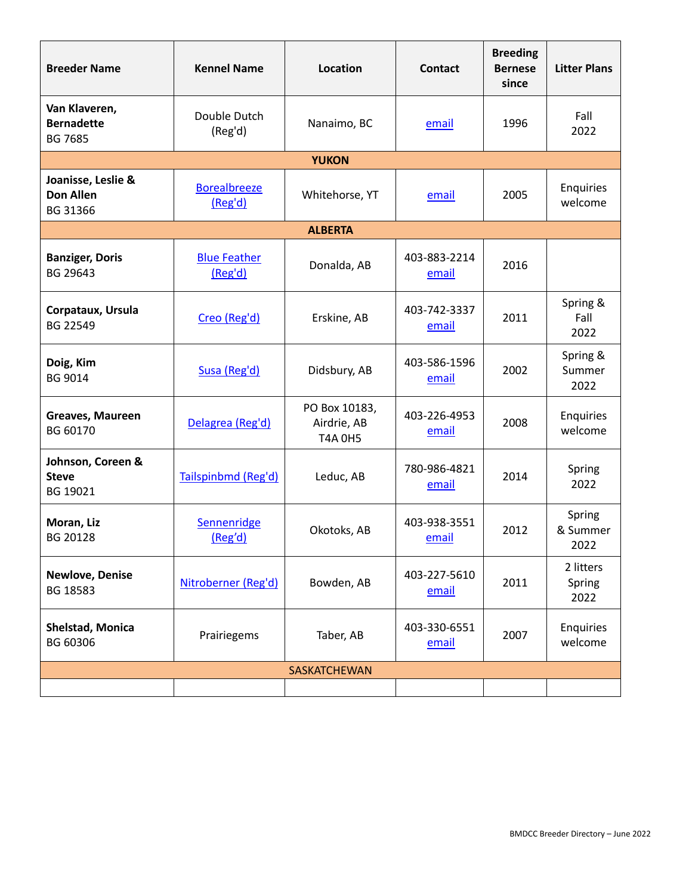| Breeder Name | Kennel Name | Location | Contact | Breeding Bernese since | Litter Plans |
|---|---|---|---|---|---|
| **Van Klaveren, Bernadette** BG 7685 | Double Dutch (Reg'd) | Nanaimo, BC | email | 1996 | Fall 2022 |
| **YUKON** | | | | | |
| **Joanisse, Leslie & Don Allen** BG 31366 | Borealbreeze (Reg'd) | Whitehorse, YT | email | 2005 | Enquiries welcome |
| **ALBERTA** | | | | | |
| **Banziger, Doris** BG 29643 | Blue Feather (Reg'd) | Donalda, AB | 403-883-2214 email | 2016 | |
| **Corpataux, Ursula** BG 22549 | Creo (Reg'd) | Erskine, AB | 403-742-3337 email | 2011 | Spring & Fall 2022 |
| **Doig, Kim** BG 9014 | Susa (Reg'd) | Didsbury, AB | 403-586-1596 email | 2002 | Spring & Summer 2022 |
| **Greaves, Maureen** BG 60170 | Delagrea (Reg'd) | PO Box 10183, Airdrie, AB T4A 0H5 | 403-226-4953 email | 2008 | Enquiries welcome |
| **Johnson, Coreen & Steve** BG 19021 | Tailspinbmd (Reg'd) | Leduc, AB | 780-986-4821 email | 2014 | Spring 2022 |
| **Moran, Liz** BG 20128 | Sennenridge (Reg'd) | Okotoks, AB | 403-938-3551 email | 2012 | Spring & Summer 2022 |
| **Newlove, Denise** BG 18583 | Nitroberner (Reg'd) | Bowden, AB | 403-227-5610 email | 2011 | 2 litters Spring 2022 |
| **Shelstad, Monica** BG 60306 | Prairiegems | Taber, AB | 403-330-6551 email | 2007 | Enquiries welcome |
| SASKATCHEWAN | | | | | |
| | | | | | |

BMDCC Breeder Directory – June 2022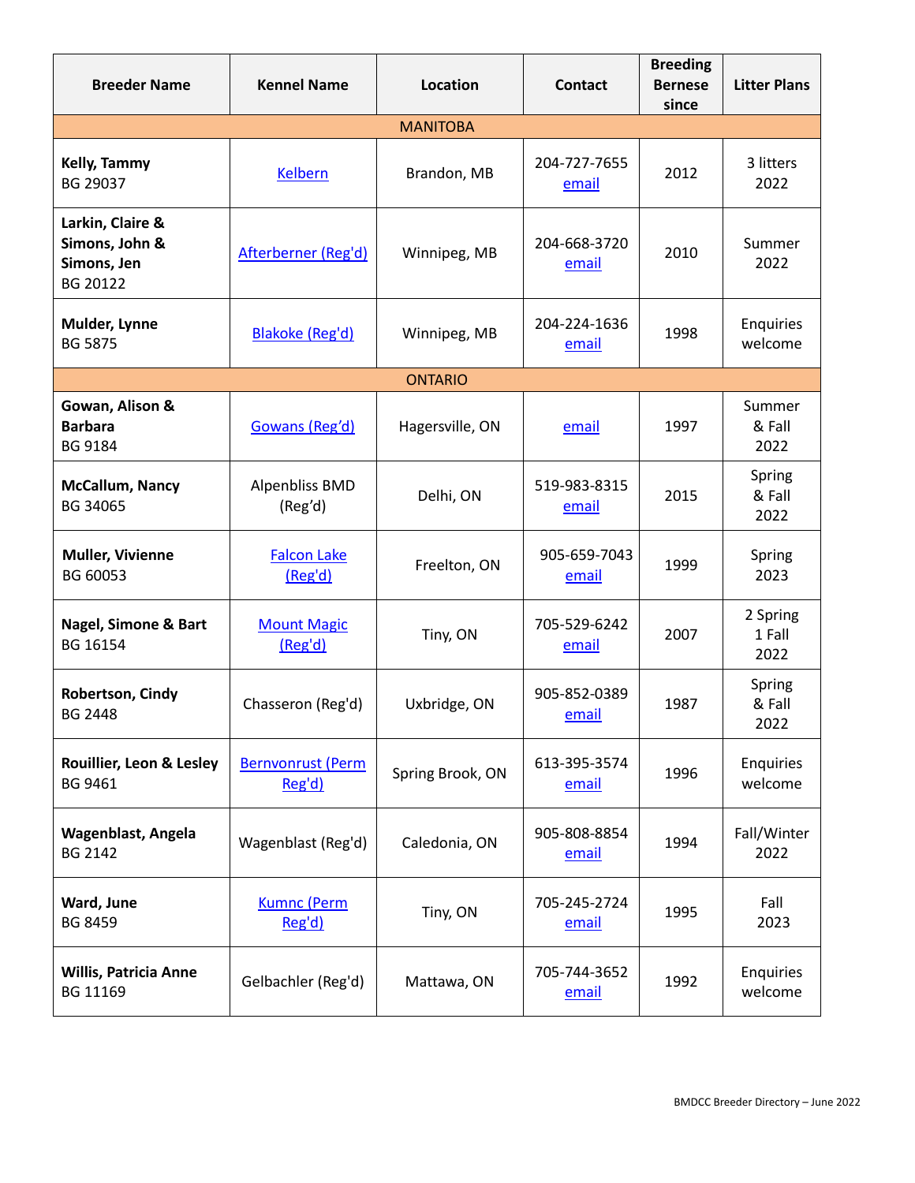| Breeder Name | Kennel Name | Location | Contact | Breeding Bernese since | Litter Plans |
|---|---|---|---|---|---|
| MANITOBA | | | | | |
| **Kelly, Tammy** BG 29037 | Kelbern | Brandon, MB | 204-727-7655 email | 2012 | 3 litters 2022 |
| **Larkin, Claire & Simons, John & Simons, Jen** BG 20122 | Afterberner (Reg'd) | Winnipeg, MB | 204-668-3720 email | 2010 | Summer 2022 |
| **Mulder, Lynne** BG 5875 | Blakoke (Reg'd) | Winnipeg, MB | 204-224-1636 email | 1998 | Enquiries welcome |
| ONTARIO | | | | | |
| **Gowan, Alison & Barbara** BG 9184 | Gowans (Reg'd) | Hagersville, ON | email | 1997 | Summer & Fall 2022 |
| **McCallum, Nancy** BG 34065 | Alpenbliss BMD (Reg'd) | Delhi, ON | 519-983-8315 email | 2015 | Spring & Fall 2022 |
| **Muller, Vivienne** BG 60053 | Falcon Lake (Reg'd) | Freelton, ON | 905-659-7043 email | 1999 | Spring 2023 |
| **Nagel, Simone & Bart** BG 16154 | Mount Magic (Reg'd) | Tiny, ON | 705-529-6242 email | 2007 | 2 Spring 1 Fall 2022 |
| **Robertson, Cindy** BG 2448 | Chasseron (Reg'd) | Uxbridge, ON | 905-852-0389 email | 1987 | Spring & Fall 2022 |
| **Rouillier, Leon & Lesley** BG 9461 | Bernvonrust (Perm Reg'd) | Spring Brook, ON | 613-395-3574 email | 1996 | Enquiries welcome |
| **Wagenblast, Angela** BG 2142 | Wagenblast (Reg'd) | Caledonia, ON | 905-808-8854 email | 1994 | Fall/Winter 2022 |
| **Ward, June** BG 8459 | Kumnc (Perm Reg'd) | Tiny, ON | 705-245-2724 email | 1995 | Fall 2023 |
| **Willis, Patricia Anne** BG 11169 | Gelbachler (Reg'd) | Mattawa, ON | 705-744-3652 email | 1992 | Enquiries welcome |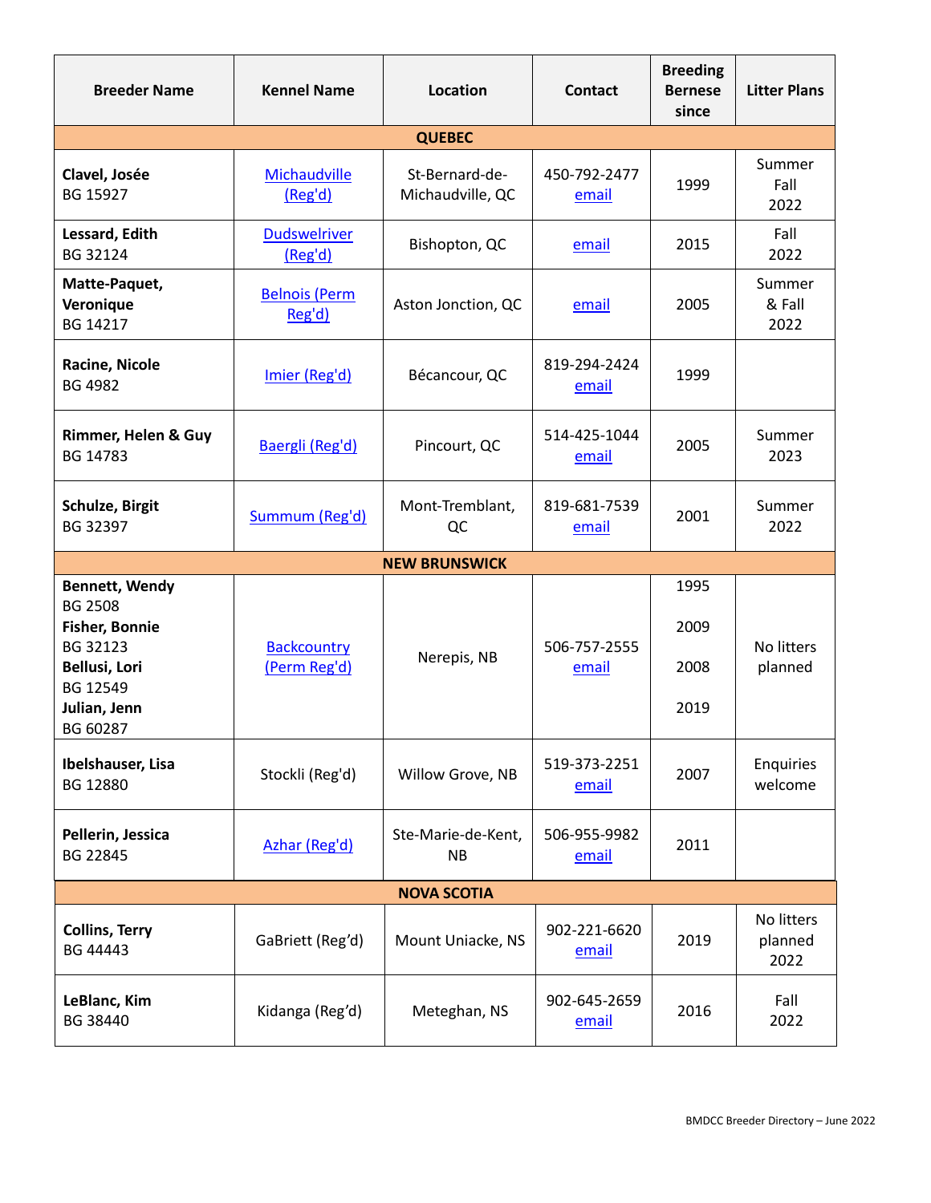| Breeder Name | Kennel Name | Location | Contact | Breeding Bernese since | Litter Plans |
|---|---|---|---|---|---|
| **QUEBEC** | | | | | |
| **Clavel, Josée** BG 15927 | Michaudville (Reg'd) | St-Bernard-de-Michaudville, QC | 450-792-2477 email | 1999 | Summer Fall 2022 |
| **Lessard, Edith** BG 32124 | Dudswelriver (Reg'd) | Bishopton, QC | email | 2015 | Fall 2022 |
| **Matte-Paquet, Veronique** BG 14217 | Belnois (Perm Reg'd) | Aston Jonction, QC | email | 2005 | Summer & Fall 2022 |
| **Racine, Nicole** BG 4982 | Imier (Reg'd) | Bécancour, QC | 819-294-2424 email | 1999 | |
| **Rimmer, Helen & Guy** BG 14783 | Baergli (Reg'd) | Pincourt, QC | 514-425-1044 email | 2005 | Summer 2023 |
| **Schulze, Birgit** BG 32397 | Summum (Reg'd) | Mont-Tremblant, QC | 819-681-7539 email | 2001 | Summer 2022 |
| **NEW BRUNSWICK** | | | | | |
| **Bennett, Wendy** BG 2508 **Fisher, Bonnie** BG 32123 **Bellusi, Lori** BG 12549 **Julian, Jenn** BG 60287 | Backcountry (Perm Reg'd) | Nerepis, NB | 506-757-2555 email | 1995 2009 2008 2019 | No litters planned |
| **Ibelshauser, Lisa** BG 12880 | Stockli (Reg'd) | Willow Grove, NB | 519-373-2251 email | 2007 | Enquiries welcome |
| **Pellerin, Jessica** BG 22845 | Azhar (Reg'd) | Ste-Marie-de-Kent, NB | 506-955-9982 email | 2011 | |
| **NOVA SCOTIA** | | | | | |
| **Collins, Terry** BG 44443 | GaBriett (Reg'd) | Mount Uniacke, NS | 902-221-6620 email | 2019 | No litters planned 2022 |
| **LeBlanc, Kim** BG 38440 | Kidanga (Reg'd) | Meteghan, NS | 902-645-2659 email | 2016 | Fall 2022 |

BMDCC Breeder Directory – June 2022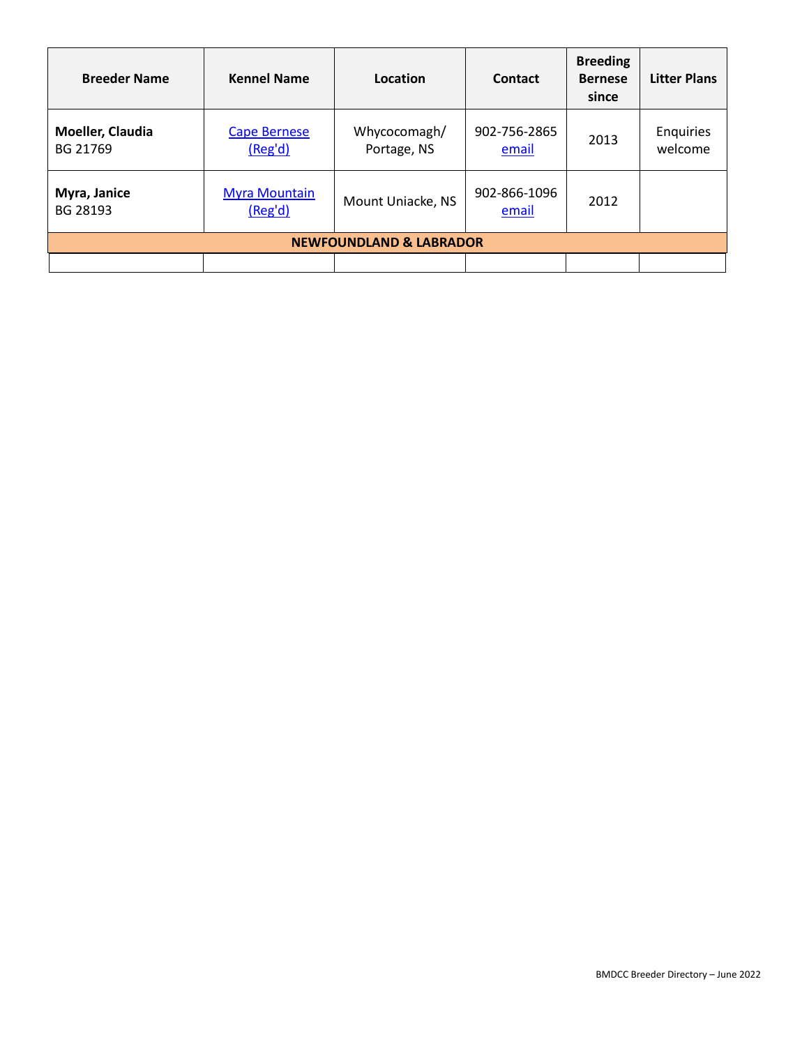| Breeder Name | Kennel Name | Location | Contact | Breeding Bernese since | Litter Plans |
|---|---|---|---|---|---|
| **Moeller, Claudia** BG 21769 | Cape Bernese (Reg'd) | Whycocomagh/ Portage, NS | 902-756-2865 email | 2013 | Enquiries welcome |
| **Myra, Janice** BG 28193 | Myra Mountain (Reg'd) | Mount Uniacke, NS | 902-866-1096 email | 2012 | |
| **NEWFOUNDLAND & LABRADOR** | | | | | |
| | | | | | |

BMDCC Breeder Directory – June 2022